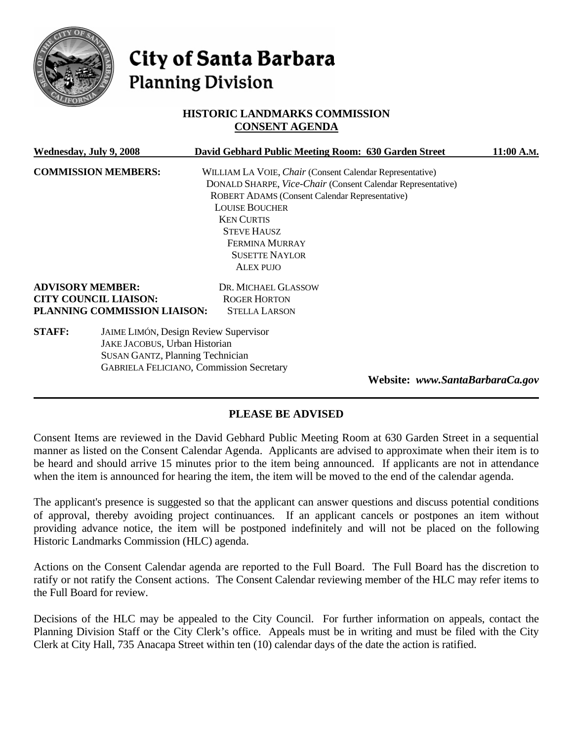# City of Santa Barbara
## Planning Division

### HISTORIC LANDMARKS COMMISSION
### CONSENT AGENDA

**Wednesday, July 9, 2008** **David Gebhard Public Meeting Room: 630 Garden Street** **11:00 A.M.**

**COMMISSION MEMBERS:**
WILLIAM LA VOIE, *Chair* (Consent Calendar Representative)
DONALD SHARPE, *Vice-Chair* (Consent Calendar Representative)
ROBERT ADAMS (Consent Calendar Representative)
LOUISE BOUCHER
KEN CURTIS
STEVE HAUSZ
FERMINA MURRAY
SUSETTE NAYLOR
ALEX PUJO

**ADVISORY MEMBER:** DR. MICHAEL GLASSOW
**CITY COUNCIL LIAISON:** ROGER HORTON
**PLANNING COMMISSION LIAISON:** STELLA LARSON

**STAFF:**
JAIME LIMÓN, Design Review Supervisor
JAKE JACOBUS, Urban Historian
SUSAN GANTZ, Planning Technician
GABRIELA FELICIANO, Commission Secretary

**Website: *www.SantaBarbaraCa.gov***

---

## PLEASE BE ADVISED

Consent Items are reviewed in the David Gebhard Public Meeting Room at 630 Garden Street in a sequential manner as listed on the Consent Calendar Agenda. Applicants are advised to approximate when their item is to be heard and should arrive 15 minutes prior to the item being announced. If applicants are not in attendance when the item is announced for hearing the item, the item will be moved to the end of the calendar agenda.

The applicant's presence is suggested so that the applicant can answer questions and discuss potential conditions of approval, thereby avoiding project continuances. If an applicant cancels or postpones an item without providing advance notice, the item will be postponed indefinitely and will not be placed on the following Historic Landmarks Commission (HLC) agenda.

Actions on the Consent Calendar agenda are reported to the Full Board. The Full Board has the discretion to ratify or not ratify the Consent actions. The Consent Calendar reviewing member of the HLC may refer items to the Full Board for review.

Decisions of the HLC may be appealed to the City Council. For further information on appeals, contact the Planning Division Staff or the City Clerk's office. Appeals must be in writing and must be filed with the City Clerk at City Hall, 735 Anacapa Street within ten (10) calendar days of the date the action is ratified.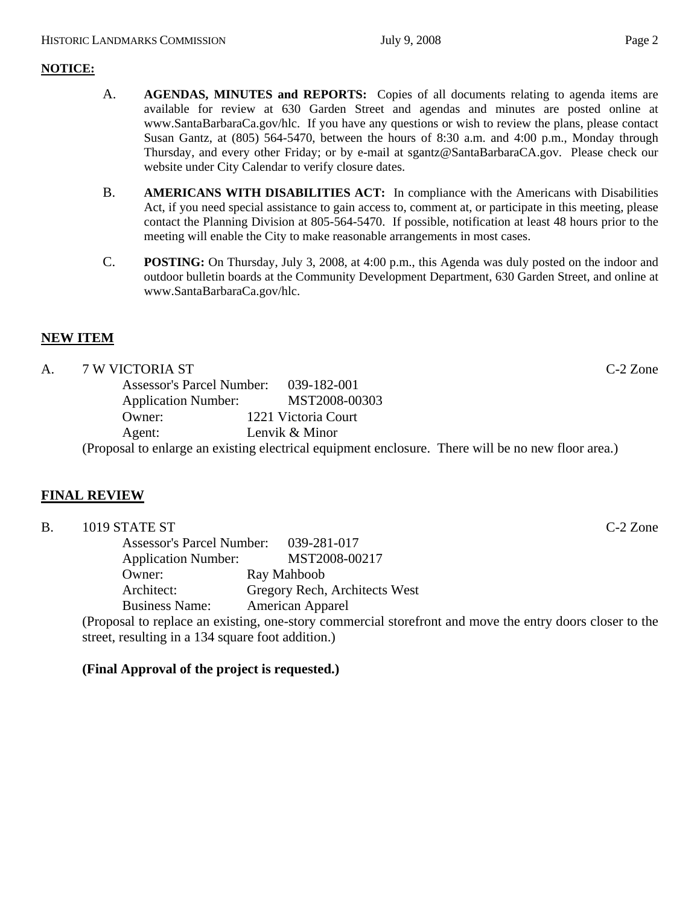**NOTICE:**

A. **AGENDAS, MINUTES and REPORTS:** Copies of all documents relating to agenda items are available for review at 630 Garden Street and agendas and minutes are posted online at www.SantaBarbaraCa.gov/hlc. If you have any questions or wish to review the plans, please contact Susan Gantz, at (805) 564-5470, between the hours of 8:30 a.m. and 4:00 p.m., Monday through Thursday, and every other Friday; or by e-mail at sgantz@SantaBarbaraCA.gov. Please check our website under City Calendar to verify closure dates.

B. **AMERICANS WITH DISABILITIES ACT:** In compliance with the Americans with Disabilities Act, if you need special assistance to gain access to, comment at, or participate in this meeting, please contact the Planning Division at 805-564-5470. If possible, notification at least 48 hours prior to the meeting will enable the City to make reasonable arrangements in most cases.

C. **POSTING:** On Thursday, July 3, 2008, at 4:00 p.m., this Agenda was duly posted on the indoor and outdoor bulletin boards at the Community Development Department, 630 Garden Street, and online at www.SantaBarbaraCa.gov/hlc.

## NEW ITEM

A. 7 W VICTORIA ST — C-2 Zone

Assessor's Parcel Number: 039-182-001
Application Number: MST2008-00303
Owner: 1221 Victoria Court
Agent: Lenvik & Minor

(Proposal to enlarge an existing electrical equipment enclosure. There will be no new floor area.)

## FINAL REVIEW

B. 1019 STATE ST — C-2 Zone

Assessor's Parcel Number: 039-281-017
Application Number: MST2008-00217
Owner: Ray Mahboob
Architect: Gregory Rech, Architects West
Business Name: American Apparel

(Proposal to replace an existing, one-story commercial storefront and move the entry doors closer to the street, resulting in a 134 square foot addition.)

**(Final Approval of the project is requested.)**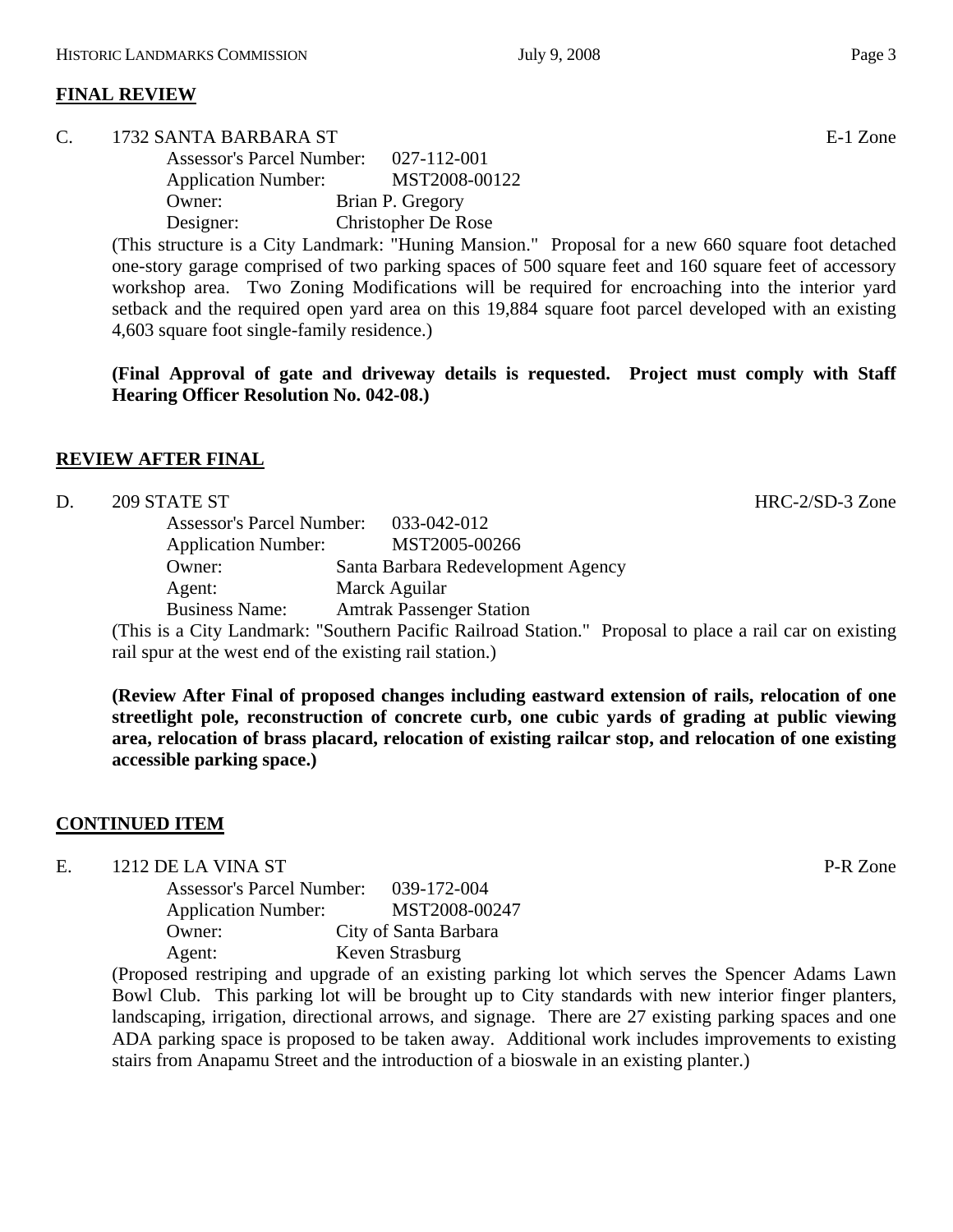## FINAL REVIEW

C. 1732 SANTA BARBARA ST E-1 Zone

Assessor's Parcel Number: 027-112-001
Application Number: MST2008-00122
Owner: Brian P. Gregory
Designer: Christopher De Rose

(This structure is a City Landmark: "Huning Mansion." Proposal for a new 660 square foot detached one-story garage comprised of two parking spaces of 500 square feet and 160 square feet of accessory workshop area. Two Zoning Modifications will be required for encroaching into the interior yard setback and the required open yard area on this 19,884 square foot parcel developed with an existing 4,603 square foot single-family residence.)

**(Final Approval of gate and driveway details is requested. Project must comply with Staff Hearing Officer Resolution No. 042-08.)**

## REVIEW AFTER FINAL

D. 209 STATE ST HRC-2/SD-3 Zone

Assessor's Parcel Number: 033-042-012
Application Number: MST2005-00266
Owner: Santa Barbara Redevelopment Agency
Agent: Marck Aguilar
Business Name: Amtrak Passenger Station

(This is a City Landmark: "Southern Pacific Railroad Station." Proposal to place a rail car on existing rail spur at the west end of the existing rail station.)

**(Review After Final of proposed changes including eastward extension of rails, relocation of one streetlight pole, reconstruction of concrete curb, one cubic yards of grading at public viewing area, relocation of brass placard, relocation of existing railcar stop, and relocation of one existing accessible parking space.)**

## CONTINUED ITEM

E. 1212 DE LA VINA ST P-R Zone

Assessor's Parcel Number: 039-172-004
Application Number: MST2008-00247
Owner: City of Santa Barbara
Agent: Keven Strasburg

(Proposed restriping and upgrade of an existing parking lot which serves the Spencer Adams Lawn Bowl Club. This parking lot will be brought up to City standards with new interior finger planters, landscaping, irrigation, directional arrows, and signage. There are 27 existing parking spaces and one ADA parking space is proposed to be taken away. Additional work includes improvements to existing stairs from Anapamu Street and the introduction of a bioswale in an existing planter.)